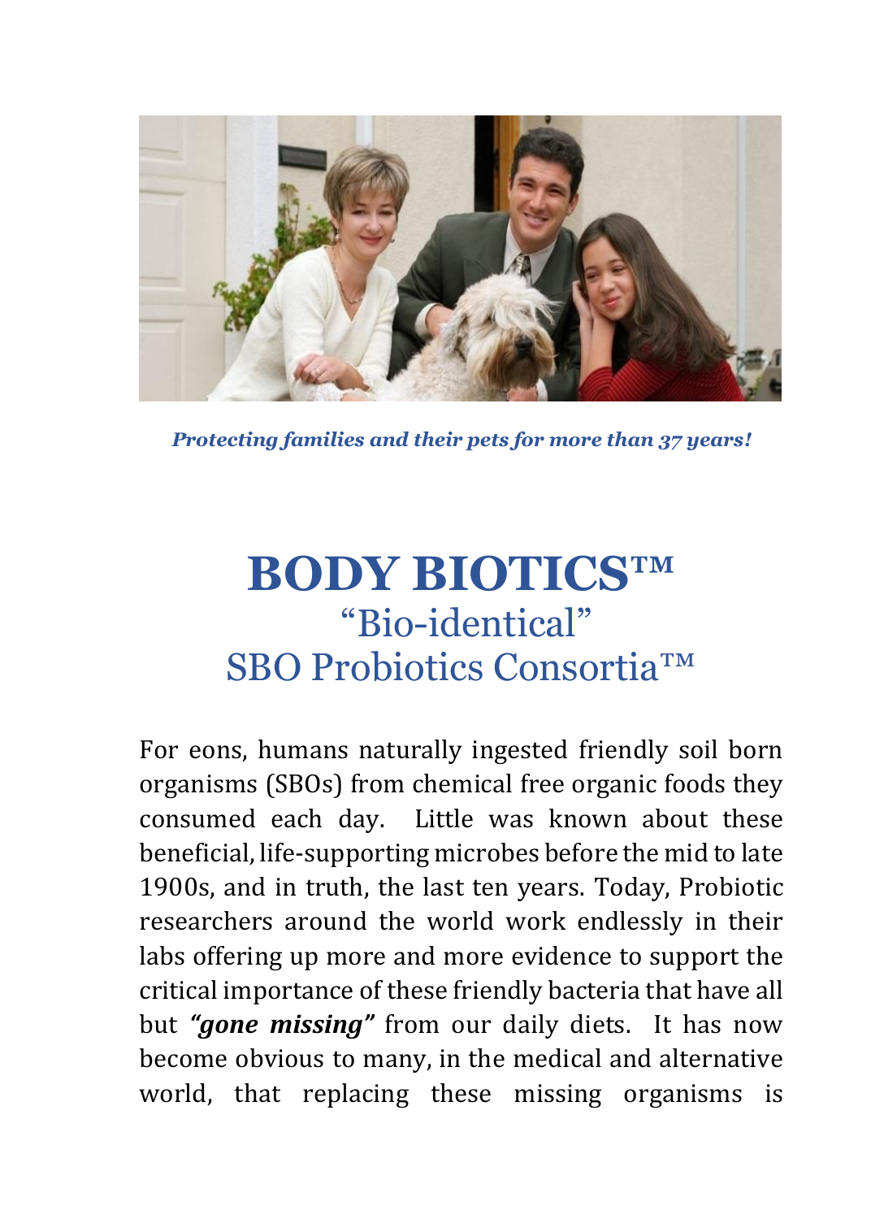*Protecting families and their pets for more than 37 years!*

# BODY BIOTICS™

## "Bio-identical"

## SBO Probiotics Consortia™

For eons, humans naturally ingested friendly soil born organisms (SBOs) from chemical free organic foods they consumed each day. Little was known about these beneficial, life-supporting microbes before the mid to late 1900s, and in truth, the last ten years. Today, Probiotic researchers around the world work endlessly in their labs offering up more and more evidence to support the critical importance of these friendly bacteria that have all but ***"gone missing"*** from our daily diets. It has now become obvious to many, in the medical and alternative world, that replacing these missing organisms is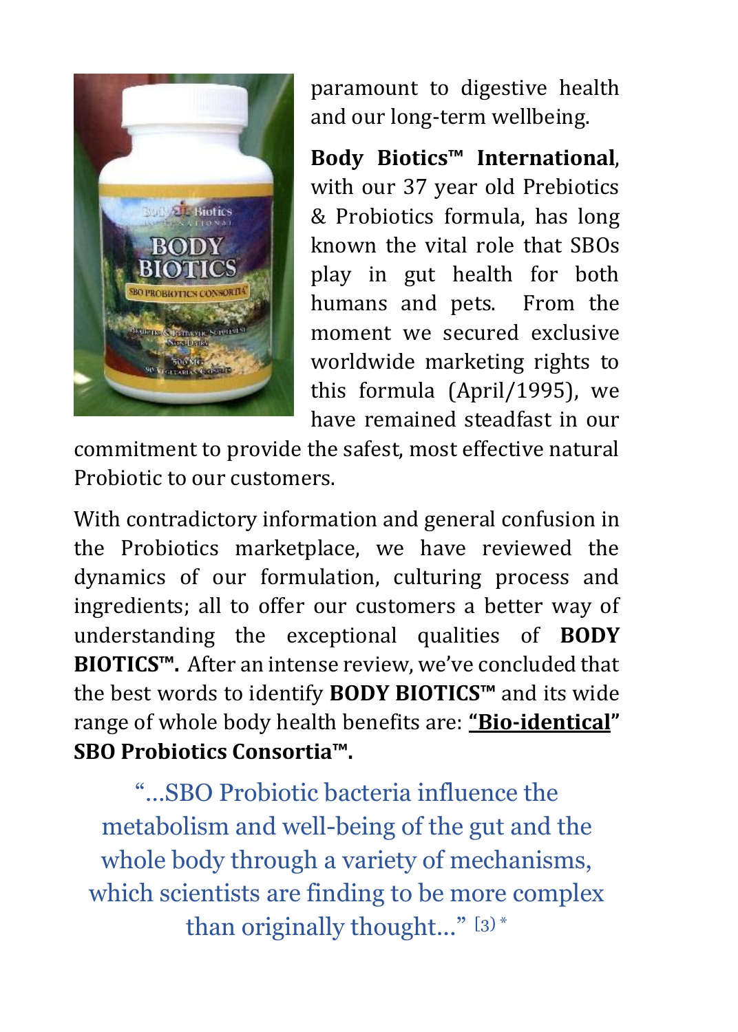paramount to digestive health and our long-term wellbeing.

**Body Biotics™ International**, with our 37 year old Prebiotics & Probiotics formula, has long known the vital role that SBOs play in gut health for both humans and pets. From the moment we secured exclusive worldwide marketing rights to this formula (April/1995), we have remained steadfast in our commitment to provide the safest, most effective natural Probiotic to our customers.

With contradictory information and general confusion in the Probiotics marketplace, we have reviewed the dynamics of our formulation, culturing process and ingredients; all to offer our customers a better way of understanding the exceptional qualities of **BODY BIOTICS™.** After an intense review, we've concluded that the best words to identify **BODY BIOTICS™** and its wide range of whole body health benefits are: **"Bio-identical" SBO Probiotics Consortia™.**

"…SBO Probiotic bacteria influence the metabolism and well-being of the gut and the whole body through a variety of mechanisms, which scientists are finding to be more complex than originally thought…" [3] *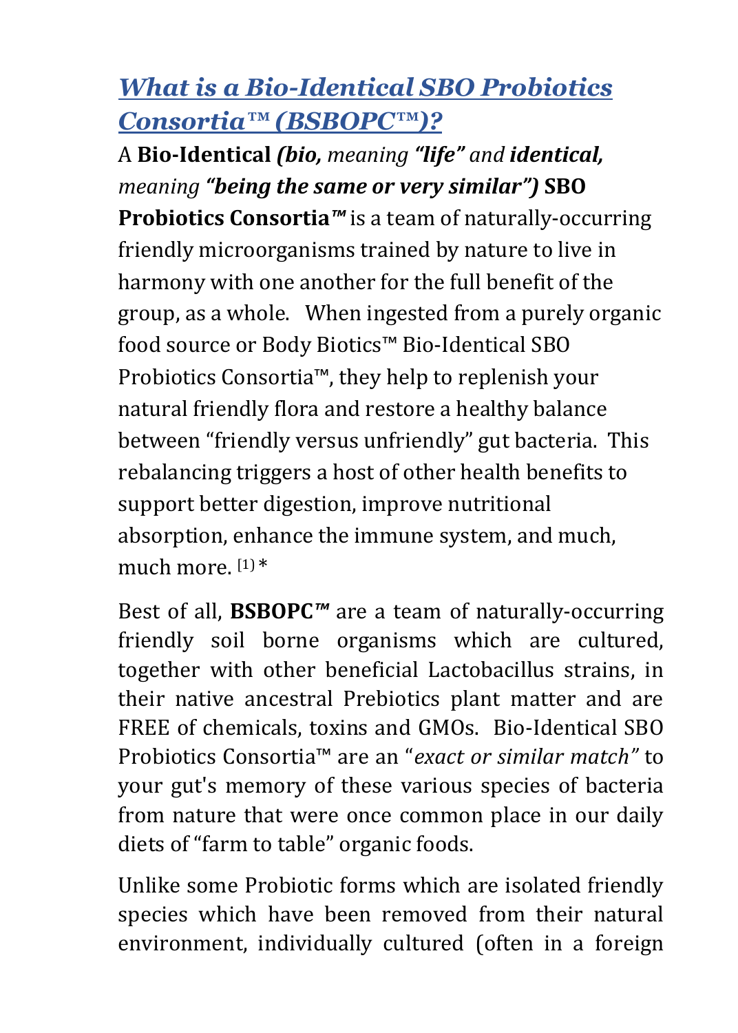## *What is a Bio-Identical SBO Probiotics Consortia™ (BSBOPC™)?*

A **Bio-Identical** ***(bio,*** *meaning* ***"life"*** *and* ***identical,*** *meaning* ***"being the same or very similar")*** **SBO Probiotics Consortia™** is a team of naturally-occurring friendly microorganisms trained by nature to live in harmony with one another for the full benefit of the group, as a whole. When ingested from a purely organic food source or Body Biotics™ Bio-Identical SBO Probiotics Consortia™, they help to replenish your natural friendly flora and restore a healthy balance between "friendly versus unfriendly" gut bacteria. This rebalancing triggers a host of other health benefits to support better digestion, improve nutritional absorption, enhance the immune system, and much, much more. [1] *

Best of all, **BSBOPC™** are a team of naturally-occurring friendly soil borne organisms which are cultured, together with other beneficial Lactobacillus strains, in their native ancestral Prebiotics plant matter and are FREE of chemicals, toxins and GMOs. Bio-Identical SBO Probiotics Consortia™ are an "*exact or similar match"* to your gut's memory of these various species of bacteria from nature that were once common place in our daily diets of "farm to table" organic foods.

Unlike some Probiotic forms which are isolated friendly species which have been removed from their natural environment, individually cultured (often in a foreign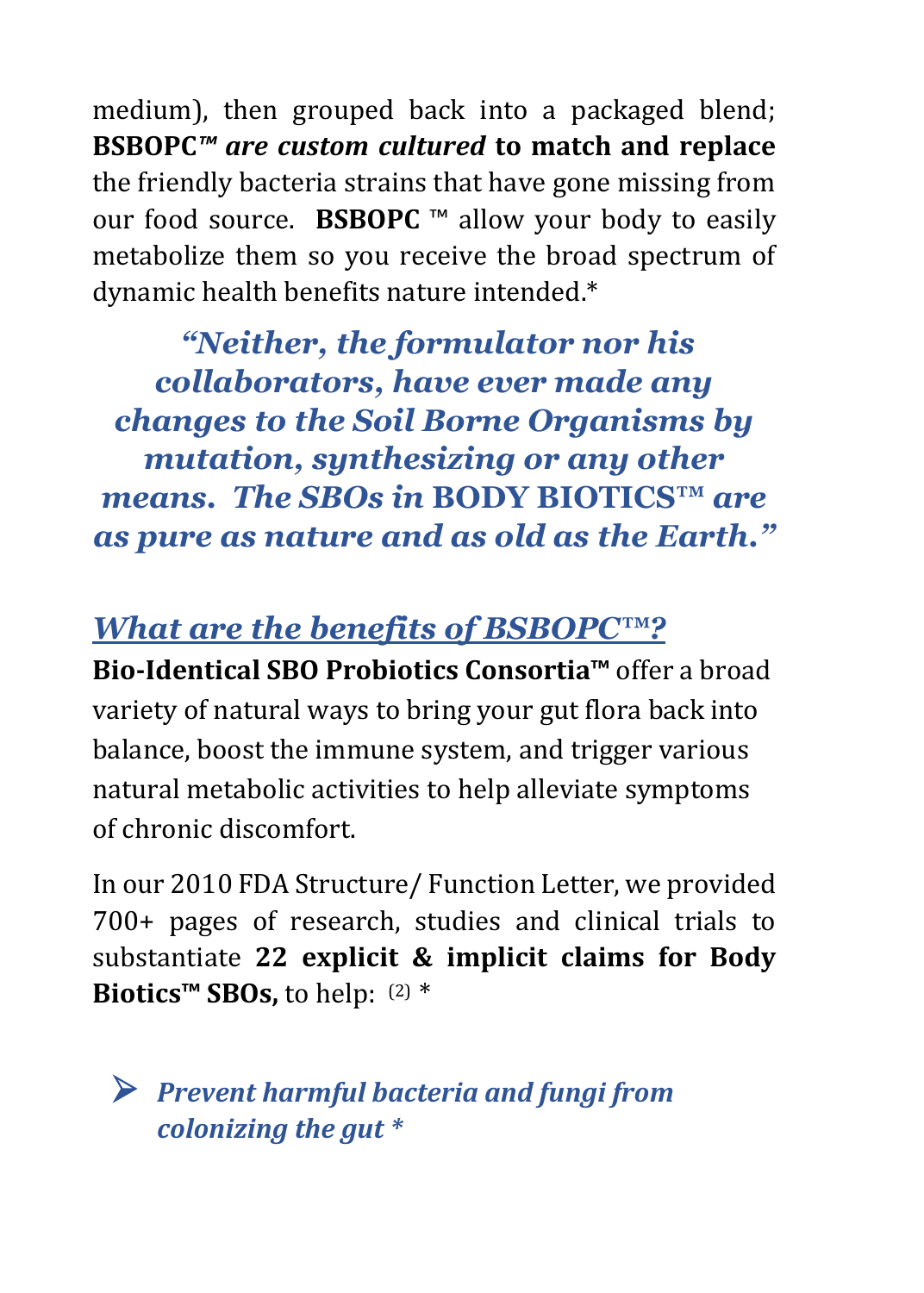medium), then grouped back into a packaged blend; **BSBOPC™ *are custom cultured* to match and replace** the friendly bacteria strains that have gone missing from our food source. **BSBOPC** ™ allow your body to easily metabolize them so you receive the broad spectrum of dynamic health benefits nature intended.*

***"Neither, the formulator nor his collaborators, have ever made any changes to the Soil Borne Organisms by mutation, synthesizing or any other means. The SBOs in* BODY BIOTICS™ *are as pure as nature and as old as the Earth."***

## *What are the benefits of BSBOPC™?*

**Bio-Identical SBO Probiotics Consortia™** offer a broad variety of natural ways to bring your gut flora back into balance, boost the immune system, and trigger various natural metabolic activities to help alleviate symptoms of chronic discomfort.

In our 2010 FDA Structure/ Function Letter, we provided 700+ pages of research, studies and clinical trials to substantiate **22 explicit & implicit claims for Body Biotics™ SBOs,** to help: (2) *

- ***Prevent harmful bacteria and fungi from colonizing the gut ****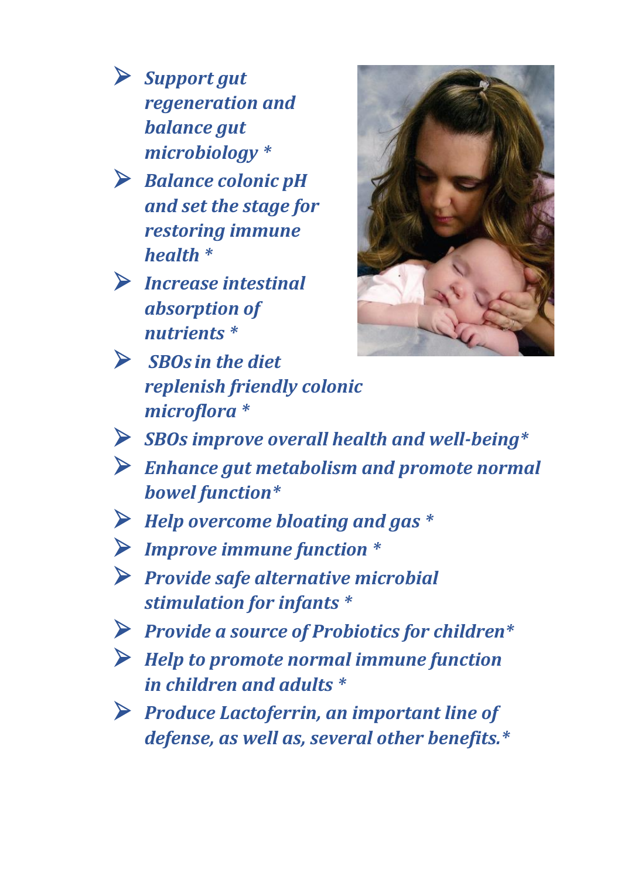- ***Support gut regeneration and balance gut microbiology **
- ***Balance colonic pH and set the stage for restoring immune health **
- ***Increase intestinal absorption of nutrients **
- ***SBOs in the diet replenish friendly colonic microflora **
- ***SBOs improve overall health and well-being**
- ***Enhance gut metabolism and promote normal bowel function**
- ***Help overcome bloating and gas **
- ***Improve immune function **
- ***Provide safe alternative microbial stimulation for infants **
- ***Provide a source of Probiotics for children**
- ***Help to promote normal immune function in children and adults **
- ***Produce Lactoferrin, an important line of defense, as well as, several other benefits.**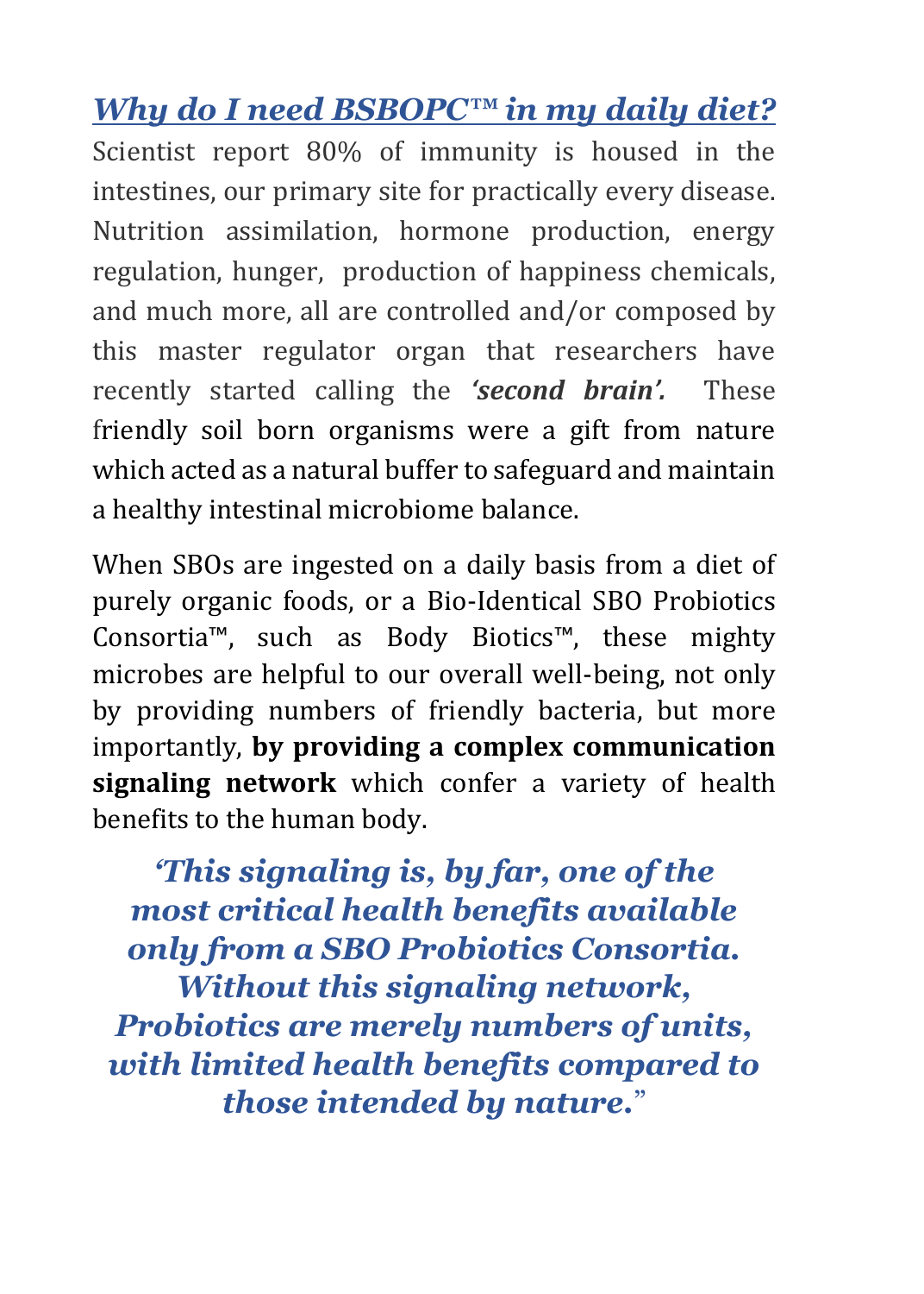## *Why do I need BSBOPC™ in my daily diet?*

Scientist report 80% of immunity is housed in the intestines, our primary site for practically every disease. Nutrition assimilation, hormone production, energy regulation, hunger, production of happiness chemicals, and much more, all are controlled and/or composed by this master regulator organ that researchers have recently started calling the ***'second brain'.*** These friendly soil born organisms were a gift from nature which acted as a natural buffer to safeguard and maintain a healthy intestinal microbiome balance.

When SBOs are ingested on a daily basis from a diet of purely organic foods, or a Bio-Identical SBO Probiotics Consortia™, such as Body Biotics™, these mighty microbes are helpful to our overall well-being, not only by providing numbers of friendly bacteria, but more importantly, **by providing a complex communication signaling network** which confer a variety of health benefits to the human body.

***'This signaling is, by far, one of the most critical health benefits available only from a SBO Probiotics Consortia. Without this signaling network, Probiotics are merely numbers of units, with limited health benefits compared to those intended by nature.***"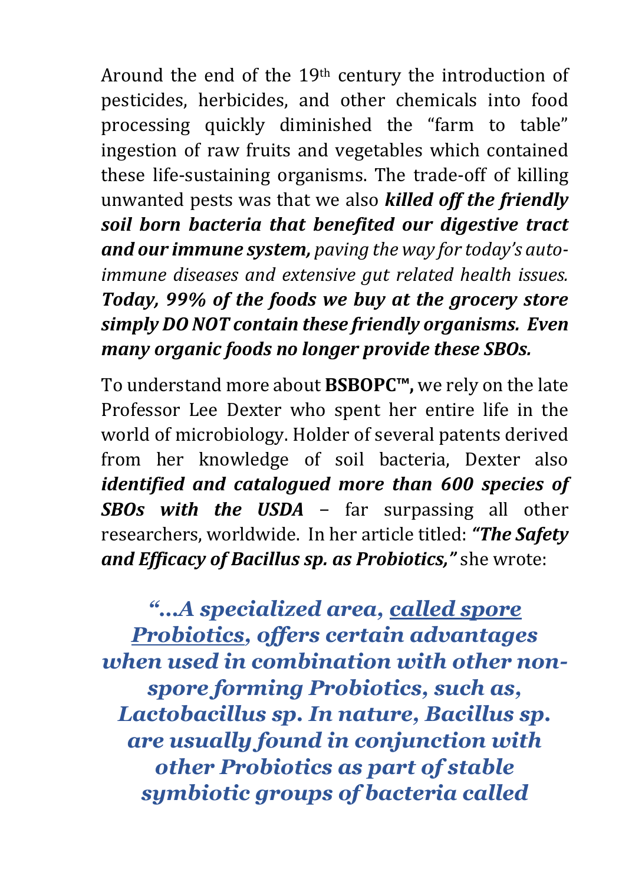Around the end of the 19th century the introduction of pesticides, herbicides, and other chemicals into food processing quickly diminished the "farm to table" ingestion of raw fruits and vegetables which contained these life-sustaining organisms. The trade-off of killing unwanted pests was that we also ***killed off the friendly soil born bacteria that benefited our digestive tract and our immune system,*** *paving the way for today's auto-immune diseases and extensive gut related health issues.* ***Today, 99% of the foods we buy at the grocery store simply DO NOT contain these friendly organisms. Even many organic foods no longer provide these SBOs.***

To understand more about **BSBOPC™,** we rely on the late Professor Lee Dexter who spent her entire life in the world of microbiology. Holder of several patents derived from her knowledge of soil bacteria, Dexter also ***identified and catalogued more than 600 species of SBOs with the USDA*** – far surpassing all other researchers, worldwide. In her article titled: ***"The Safety and Efficacy of Bacillus sp. as Probiotics,"*** she wrote:

***"…A specialized area, <u>called spore Probiotics</u>, offers certain advantages when used in combination with other non-spore forming Probiotics, such as, Lactobacillus sp. In nature, Bacillus sp. are usually found in conjunction with other Probiotics as part of stable symbiotic groups of bacteria called***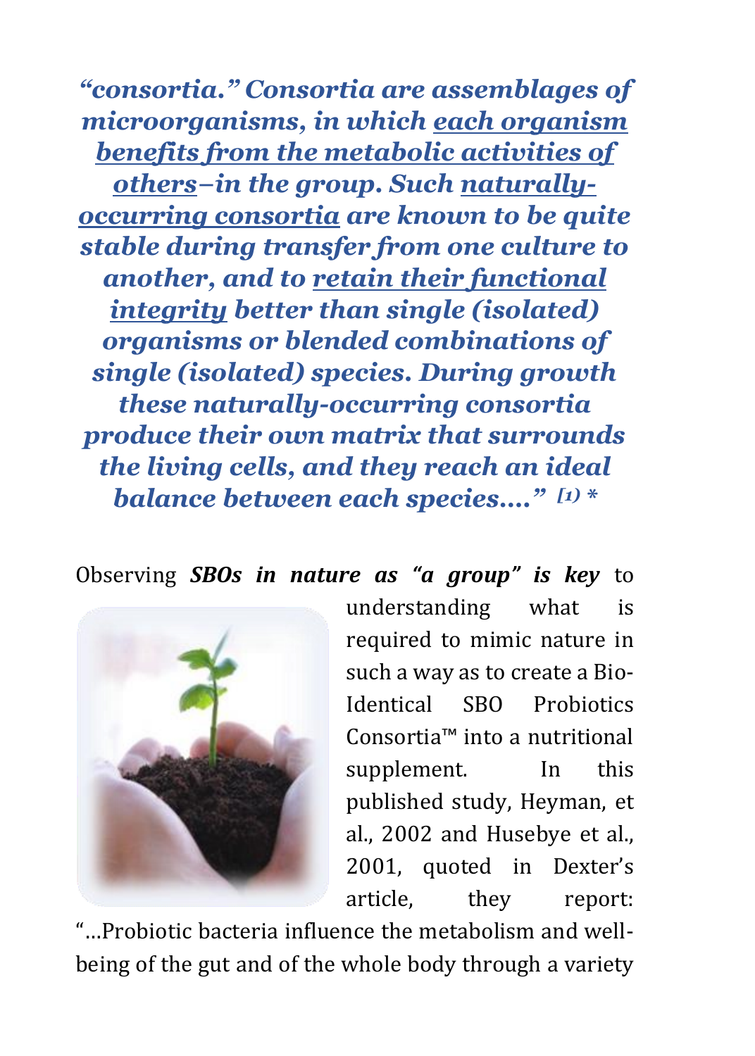***"consortia." Consortia are assemblages of microorganisms, in which <u>each organism benefits from the metabolic activities of others</u>–in the group. Such <u>naturally-occurring consortia</u> are known to be quite stable during transfer from one culture to another, and to <u>retain their functional integrity</u> better than single (isolated) organisms or blended combinations of single (isolated) species. During growth these naturally-occurring consortia produce their own matrix that surrounds the living cells, and they reach an ideal balance between each species…." [1) \****

Observing ***SBOs in nature as "a group" is key*** to understanding what is required to mimic nature in such a way as to create a Bio-Identical SBO Probiotics Consortia™ into a nutritional supplement. In this published study, Heyman, et al., 2002 and Husebye et al., 2001, quoted in Dexter's article, they report: "…Probiotic bacteria influence the metabolism and well-being of the gut and of the whole body through a variety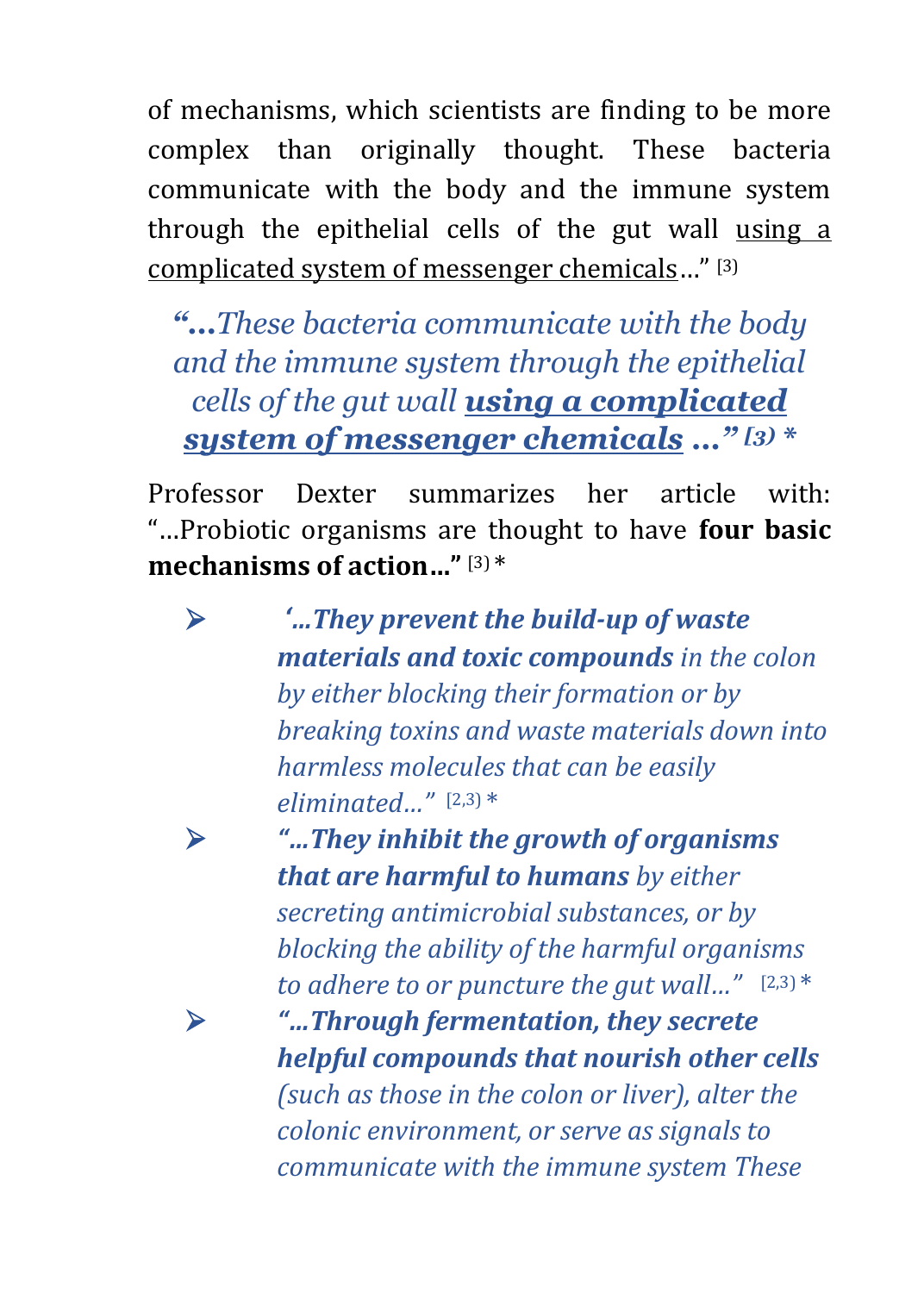of mechanisms, which scientists are finding to be more complex than originally thought. These bacteria communicate with the body and the immune system through the epithelial cells of the gut wall <u>using a complicated system of messenger chemicals</u>…" [3]

> *"…These bacteria communicate with the body and the immune system through the epithelial cells of the gut wall **<u>using a complicated system of messenger chemicals</u> …"** [3) **

Professor Dexter summarizes her article with: "…Probiotic organisms are thought to have **four basic mechanisms of action…"** [3) *

- *'…**They prevent the build-up of waste materials and toxic compounds** in the colon by either blocking their formation or by breaking toxins and waste materials down into harmless molecules that can be easily eliminated…"* [2,3) *
- *"…**They inhibit the growth of organisms that are harmful to humans** by either secreting antimicrobial substances, or by blocking the ability of the harmful organisms to adhere to or puncture the gut wall…"* [2,3) *
- *"…**Through fermentation, they secrete helpful compounds that nourish other cells** (such as those in the colon or liver), alter the colonic environment, or serve as signals to communicate with the immune system These*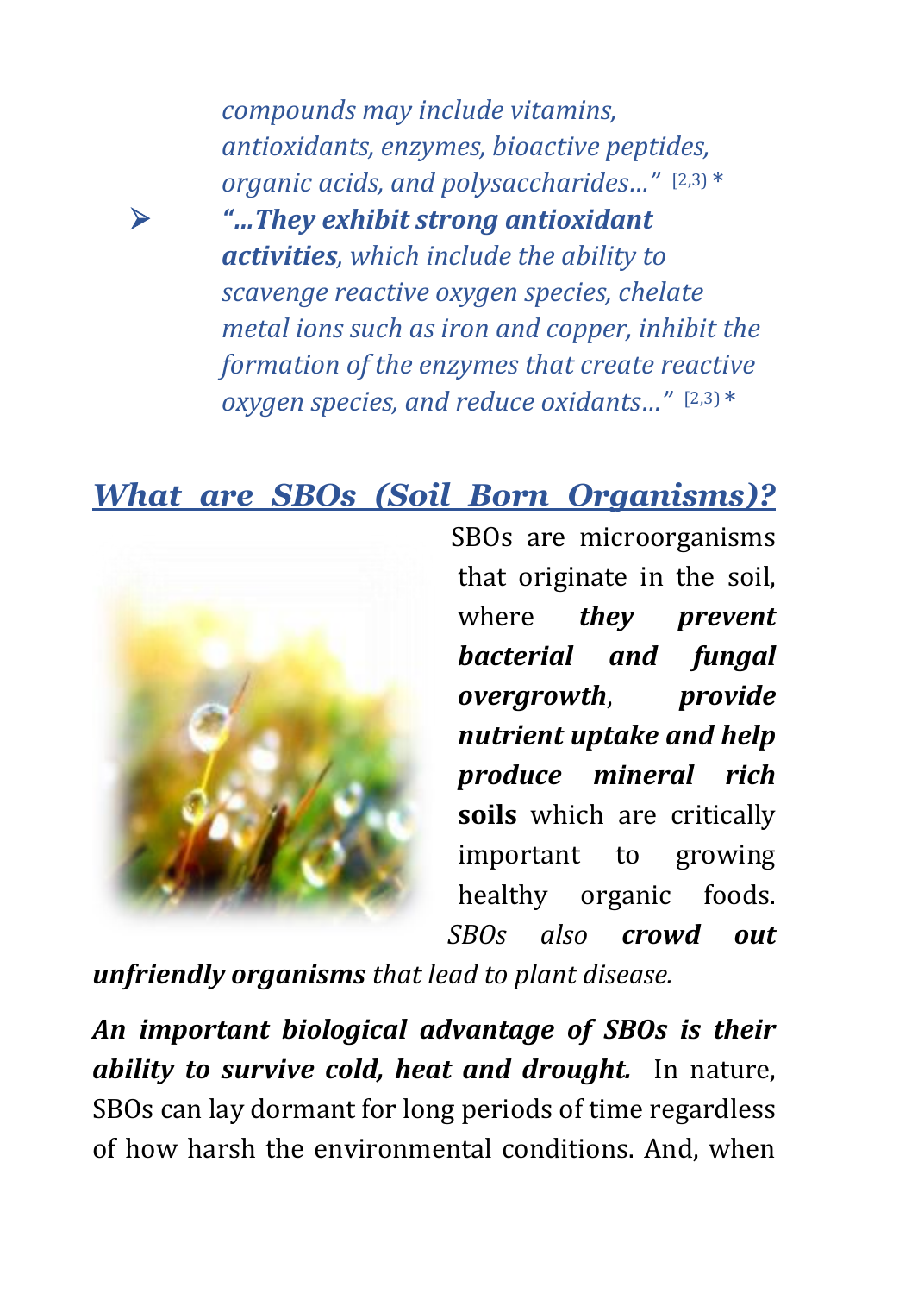*compounds may include vitamins, antioxidants, enzymes, bioactive peptides, organic acids, and polysaccharides…"* [2,3] *

- *"…**They exhibit strong antioxidant activities**, which include the ability to scavenge reactive oxygen species, chelate metal ions such as iron and copper, inhibit the formation of the enzymes that create reactive oxygen species, and reduce oxidants…"* [2,3] *

## ***What are SBOs (Soil Born Organisms)?***

SBOs are microorganisms that originate in the soil, where ***they prevent bacterial and fungal overgrowth***, ***provide nutrient uptake and help produce mineral rich*** **soils** which are critically important to growing healthy organic foods. *SBOs also **crowd out unfriendly organisms** that lead to plant disease.*

***An important biological advantage of SBOs is their ability to survive cold, heat and drought.*** In nature, SBOs can lay dormant for long periods of time regardless of how harsh the environmental conditions. And, when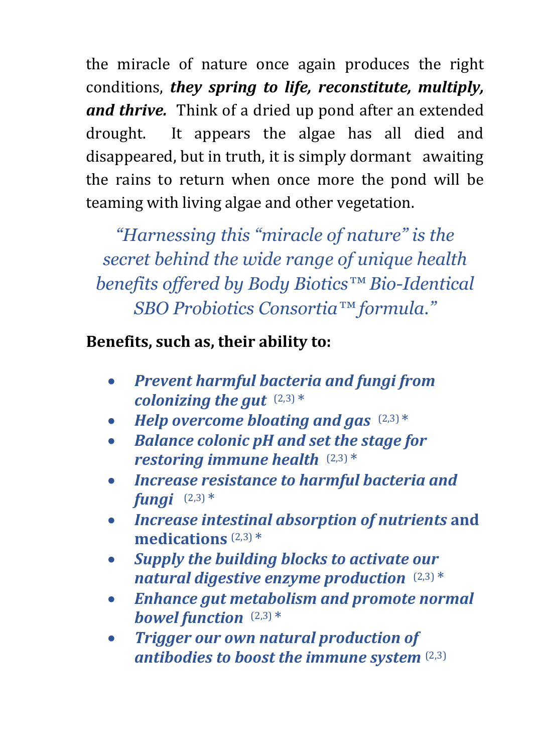the miracle of nature once again produces the right conditions, ***they spring to life, reconstitute, multiply, and thrive.*** Think of a dried up pond after an extended drought. It appears the algae has all died and disappeared, but in truth, it is simply dormant awaiting the rains to return when once more the pond will be teaming with living algae and other vegetation.

*"Harnessing this "miracle of nature" is the secret behind the wide range of unique health benefits offered by Body Biotics™ Bio-Identical SBO Probiotics Consortia™ formula."*

**Benefits, such as, their ability to:**

- ***Prevent harmful bacteria and fungi from colonizing the gut*** [2,3] *
- ***Help overcome bloating and gas*** [2,3] *
- ***Balance colonic pH and set the stage for restoring immune health*** [2,3] *
- ***Increase resistance to harmful bacteria and fungi*** [2,3] *
- ***Increase intestinal absorption of nutrients*** **and medications** [2,3] *
- ***Supply the building blocks to activate our natural digestive enzyme production*** [2,3] *
- ***Enhance gut metabolism and promote normal bowel function*** [2,3] *
- ***Trigger our own natural production of antibodies to boost the immune system*** [2,3]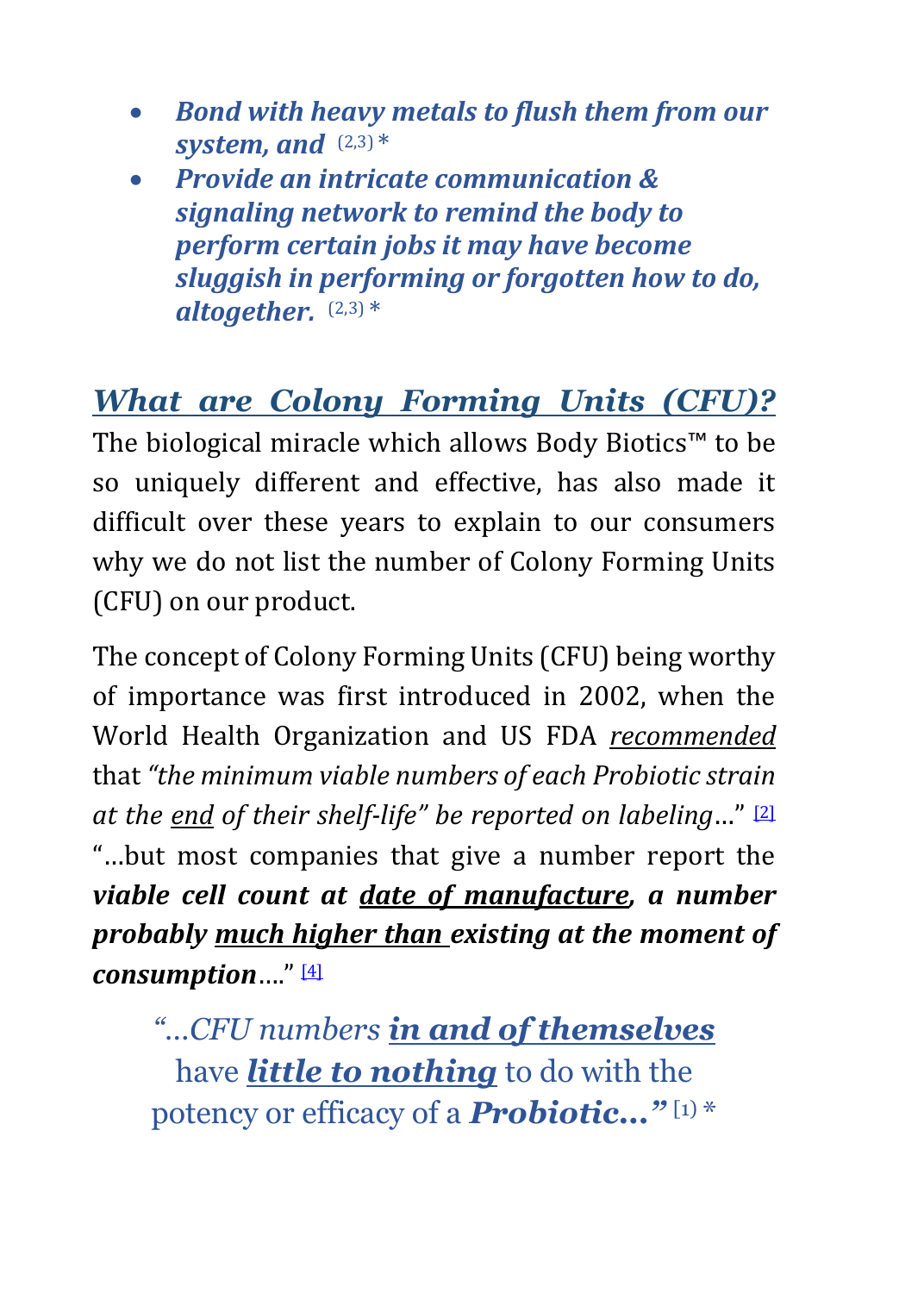- ***Bond with heavy metals to flush them from our system, and*** (2,3) *
- ***Provide an intricate communication & signaling network to remind the body to perform certain jobs it may have become sluggish in performing or forgotten how to do, altogether.*** (2,3) *

## ***What are Colony Forming Units (CFU)?***

The biological miracle which allows Body Biotics™ to be so uniquely different and effective, has also made it difficult over these years to explain to our consumers why we do not list the number of Colony Forming Units (CFU) on our product.

The concept of Colony Forming Units (CFU) being worthy of importance was first introduced in 2002, when the World Health Organization and US FDA *recommended* that *"the minimum viable numbers of each Probiotic strain at the end of their shelf-life" be reported on labeling*…" [2] "…but most companies that give a number report the ***viable cell count at date of manufacture, a number probably much higher than existing at the moment of consumption***…." [4]

> *"…CFU numbers **in and of themselves*** have ***little to nothing*** to do with the potency or efficacy of a ***Probiotic…"*** [1] *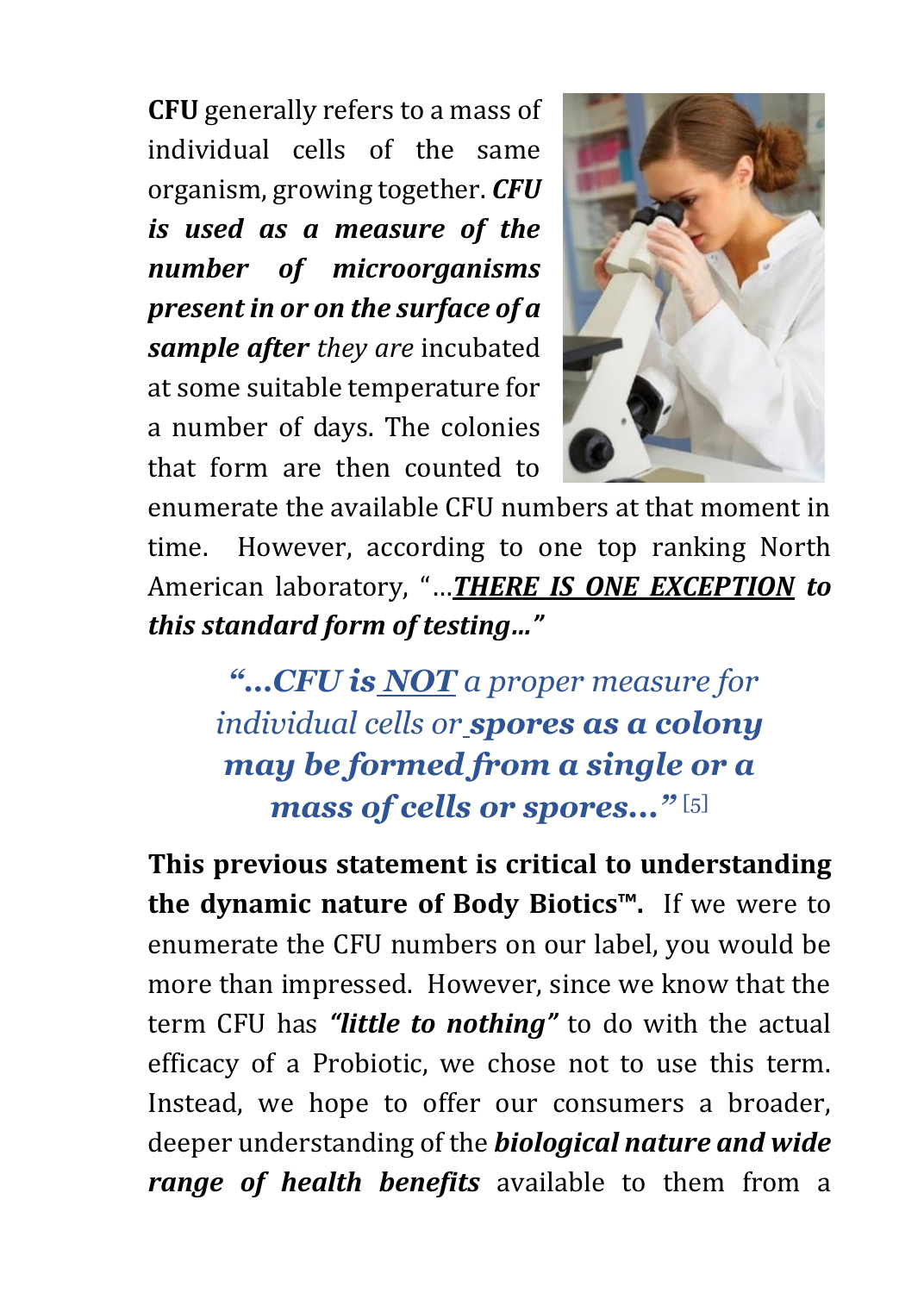**CFU** generally refers to a mass of individual cells of the same organism, growing together. ***CFU is used as a measure of the number of microorganisms present in or on the surface of a sample after*** *they are* incubated at some suitable temperature for a number of days. The colonies that form are then counted to enumerate the available CFU numbers at that moment in time. However, according to one top ranking North American laboratory, "…***THERE IS ONE EXCEPTION to this standard form of testing…"***

> ***"…CFU is NOT*** *a proper measure for individual cells or* ***spores as a colony may be formed from a single or a mass of cells or spores…"*** [5]

**This previous statement is critical to understanding the dynamic nature of Body Biotics™.** If we were to enumerate the CFU numbers on our label, you would be more than impressed. However, since we know that the term CFU has ***"little to nothing"*** to do with the actual efficacy of a Probiotic, we chose not to use this term. Instead, we hope to offer our consumers a broader, deeper understanding of the ***biological nature and wide range of health benefits*** available to them from a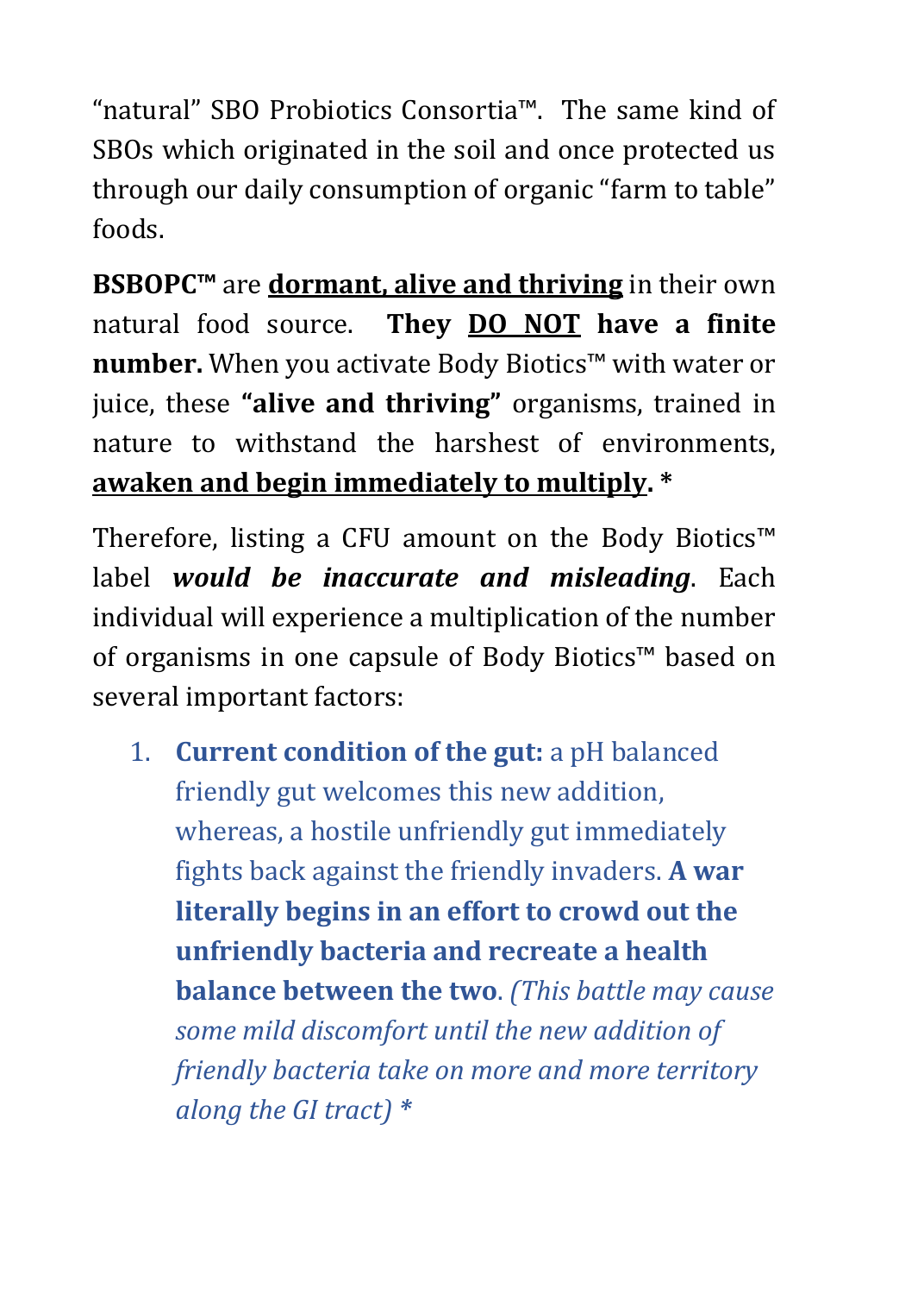"natural" SBO Probiotics Consortia™. The same kind of SBOs which originated in the soil and once protected us through our daily consumption of organic "farm to table" foods.

**BSBOPC™** are <u>**dormant, alive and thriving**</u> in their own natural food source. **They <u>DO NOT</u> have a finite number.** When you activate Body Biotics™ with water or juice, these **"alive and thriving"** organisms, trained in nature to withstand the harshest of environments, <u>**awaken and begin immediately to multiply**</u>**. ***

Therefore, listing a CFU amount on the Body Biotics™ label ***would be inaccurate and misleading***. Each individual will experience a multiplication of the number of organisms in one capsule of Body Biotics™ based on several important factors:

1. **Current condition of the gut:** a pH balanced friendly gut welcomes this new addition, whereas, a hostile unfriendly gut immediately fights back against the friendly invaders. **A war literally begins in an effort to crowd out the unfriendly bacteria and recreate a health balance between the two**. *(This battle may cause some mild discomfort until the new addition of friendly bacteria take on more and more territory along the GI tract) **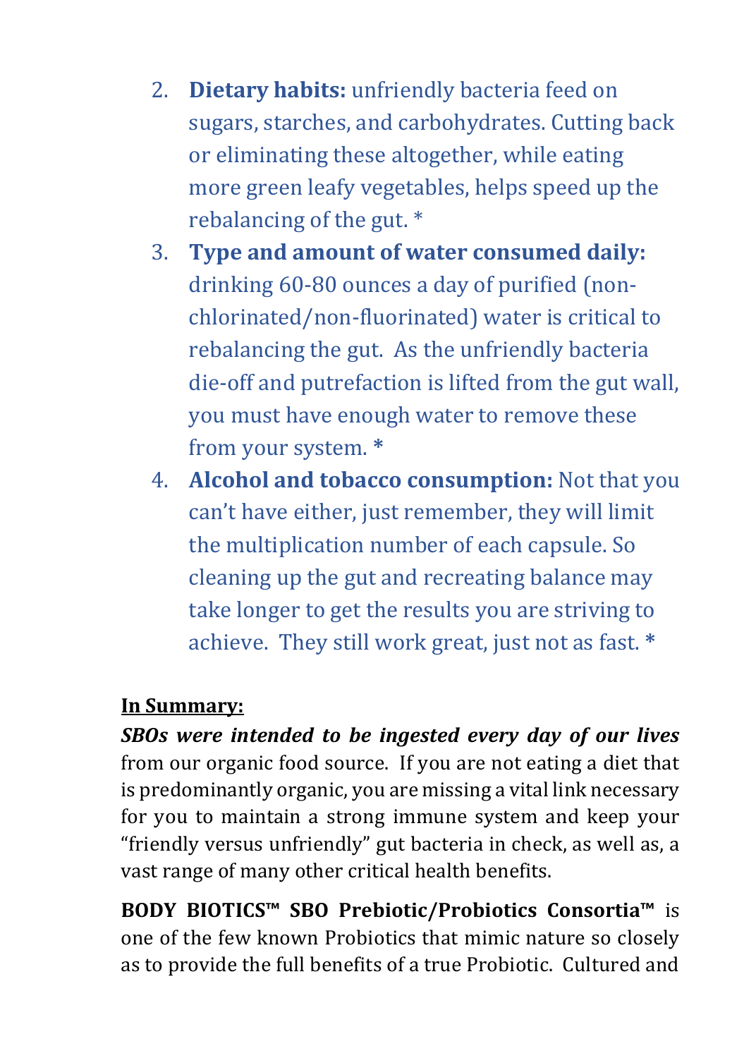2. **Dietary habits:** unfriendly bacteria feed on sugars, starches, and carbohydrates. Cutting back or eliminating these altogether, while eating more green leafy vegetables, helps speed up the rebalancing of the gut. *
3. **Type and amount of water consumed daily:** drinking 60-80 ounces a day of purified (non-chlorinated/non-fluorinated) water is critical to rebalancing the gut. As the unfriendly bacteria die-off and putrefaction is lifted from the gut wall, you must have enough water to remove these from your system. *
4. **Alcohol and tobacco consumption:** Not that you can't have either, just remember, they will limit the multiplication number of each capsule. So cleaning up the gut and recreating balance may take longer to get the results you are striving to achieve. They still work great, just not as fast. *

**<u>In Summary:</u>**

***SBOs were intended to be ingested every day of our lives*** from our organic food source. If you are not eating a diet that is predominantly organic, you are missing a vital link necessary for you to maintain a strong immune system and keep your "friendly versus unfriendly" gut bacteria in check, as well as, a vast range of many other critical health benefits.

**BODY BIOTICS™ SBO Prebiotic/Probiotics Consortia™** is one of the few known Probiotics that mimic nature so closely as to provide the full benefits of a true Probiotic. Cultured and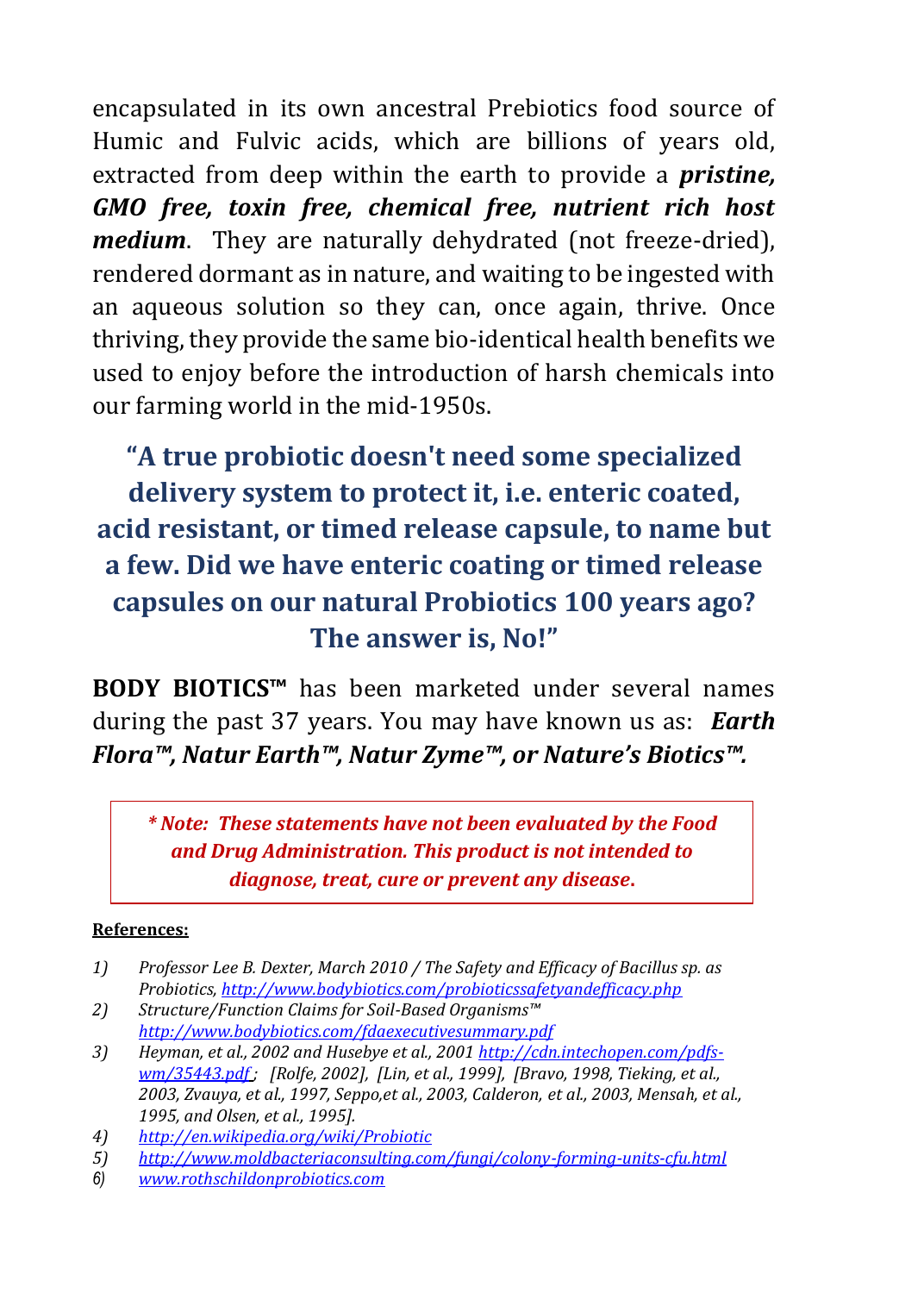encapsulated in its own ancestral Prebiotics food source of Humic and Fulvic acids, which are billions of years old, extracted from deep within the earth to provide a ***pristine, GMO free, toxin free, chemical free, nutrient rich host medium***. They are naturally dehydrated (not freeze-dried), rendered dormant as in nature, and waiting to be ingested with an aqueous solution so they can, once again, thrive. Once thriving, they provide the same bio-identical health benefits we used to enjoy before the introduction of harsh chemicals into our farming world in the mid-1950s.

**"A true probiotic doesn't need some specialized delivery system to protect it, i.e. enteric coated, acid resistant, or timed release capsule, to name but a few. Did we have enteric coating or timed release capsules on our natural Probiotics 100 years ago? The answer is, No!"**

**BODY BIOTICS™** has been marketed under several names during the past 37 years. You may have known us as: ***Earth Flora™, Natur Earth™, Natur Zyme™, or Nature's Biotics™.***

***\* Note: These statements have not been evaluated by the Food and Drug Administration. This product is not intended to diagnose, treat, cure or prevent any disease.***

**References:**

1) *Professor Lee B. Dexter, March 2010 / The Safety and Efficacy of Bacillus sp. as Probiotics, http://www.bodybiotics.com/probioticssafetyandefficacy.php*
2) *Structure/Function Claims for Soil-Based Organisms™ http://www.bodybiotics.com/fdaexecutivesummary.pdf*
3) *Heyman, et al., 2002 and Husebye et al., 2001 http://cdn.intechopen.com/pdfs-wm/35443.pdf ; [Rolfe, 2002], [Lin, et al., 1999], [Bravo, 1998, Tieking, et al., 2003, Zvauya, et al., 1997, Seppo,et al., 2003, Calderon, et al., 2003, Mensah, et al., 1995, and Olsen, et al., 1995].*
4) *http://en.wikipedia.org/wiki/Probiotic*
5) *http://www.moldbacteriaconsulting.com/fungi/colony-forming-units-cfu.html*
6) *www.rothschildonprobiotics.com*